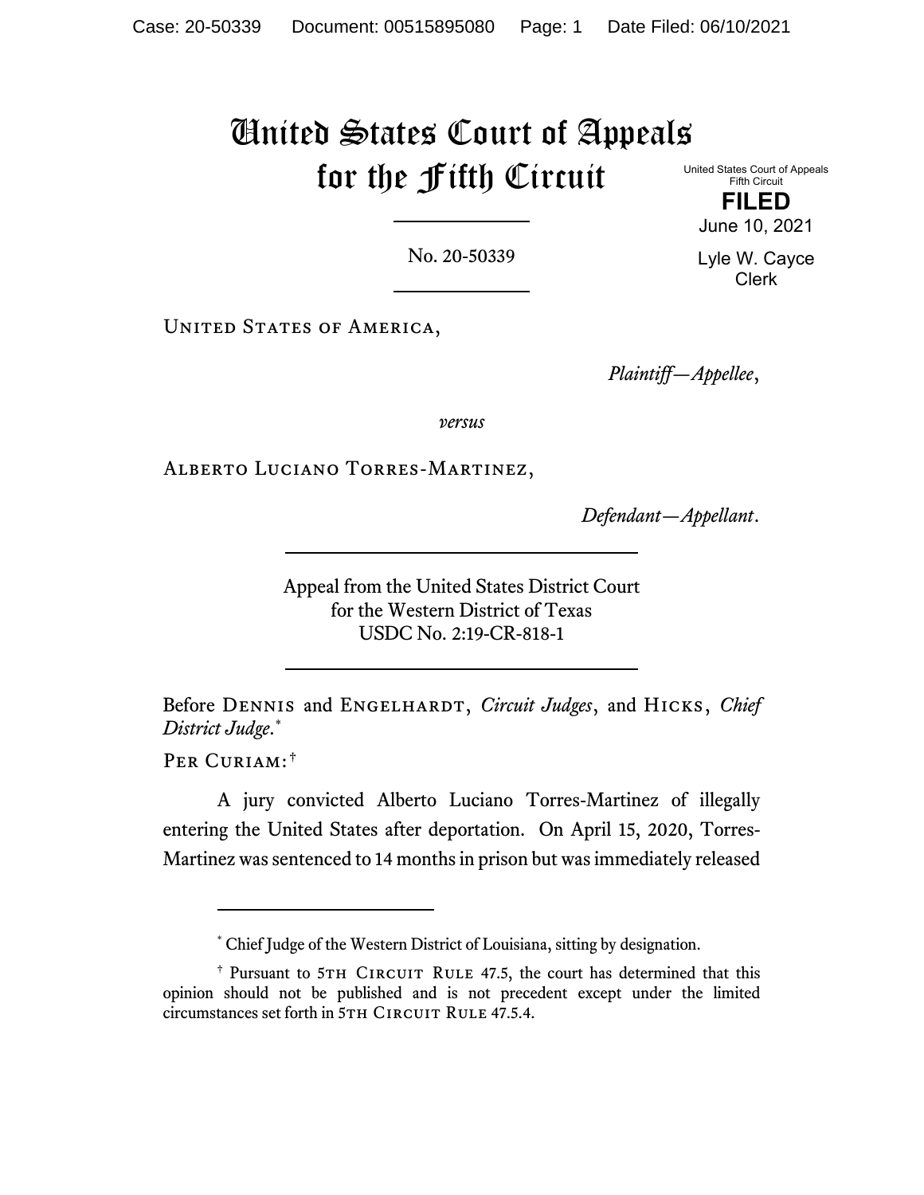# United States Court of Appeals for the Fifth Circuit

United States Court of Appeals
Fifth Circuit

**FILED**

June 10, 2021

Lyle W. Cayce
Clerk

No. 20-50339

United States of America,

*Plaintiff—Appellee*,

*versus*

Alberto Luciano Torres-Martinez,

*Defendant—Appellant*.

Appeal from the United States District Court
for the Western District of Texas
USDC No. 2:19-CR-818-1

Before Dennis and Engelhardt, *Circuit Judges*, and Hicks, *Chief District Judge*.*

Per Curiam:†

A jury convicted Alberto Luciano Torres-Martinez of illegally entering the United States after deportation. On April 15, 2020, Torres-Martinez was sentenced to 14 months in prison but was immediately released

---

\* Chief Judge of the Western District of Louisiana, sitting by designation.

† Pursuant to 5th Circuit Rule 47.5, the court has determined that this opinion should not be published and is not precedent except under the limited circumstances set forth in 5th Circuit Rule 47.5.4.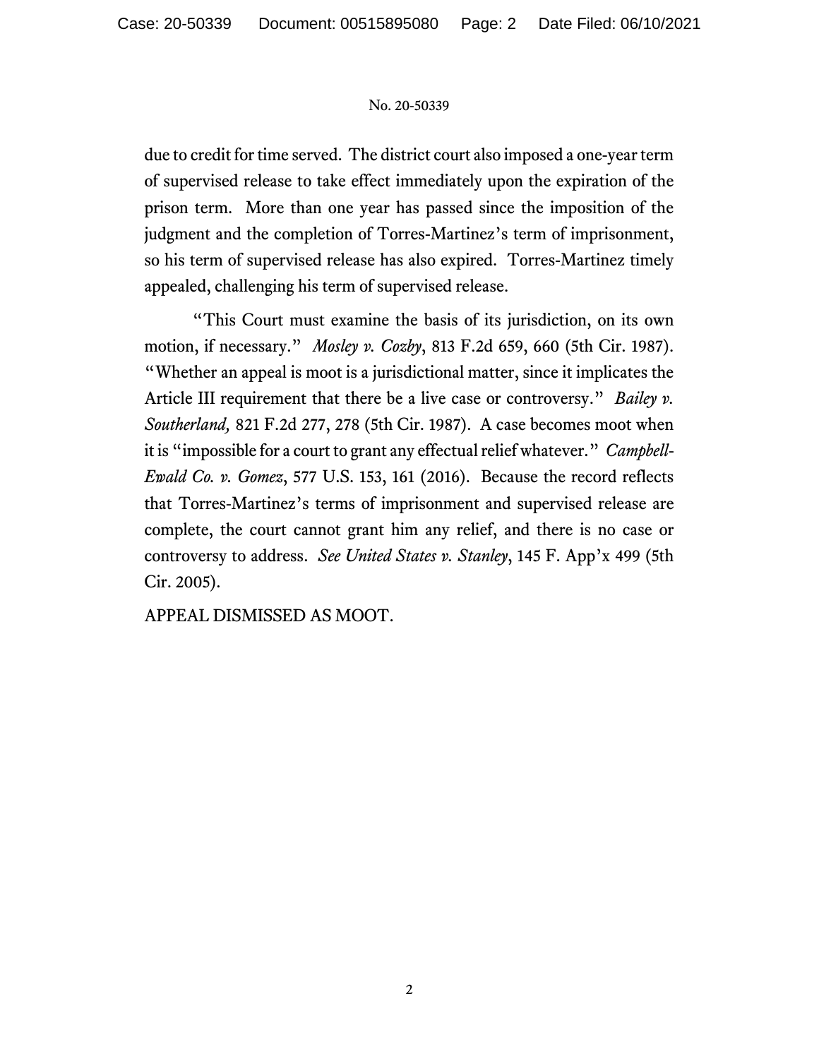due to credit for time served. The district court also imposed a one-year term of supervised release to take effect immediately upon the expiration of the prison term. More than one year has passed since the imposition of the judgment and the completion of Torres-Martinez's term of imprisonment, so his term of supervised release has also expired. Torres-Martinez timely appealed, challenging his term of supervised release.

"This Court must examine the basis of its jurisdiction, on its own motion, if necessary." *Mosley v. Cozby*, 813 F.2d 659, 660 (5th Cir. 1987). "Whether an appeal is moot is a jurisdictional matter, since it implicates the Article III requirement that there be a live case or controversy." *Bailey v. Southerland,* 821 F.2d 277, 278 (5th Cir. 1987). A case becomes moot when it is "impossible for a court to grant any effectual relief whatever." *Campbell-Ewald Co. v. Gomez*, 577 U.S. 153, 161 (2016). Because the record reflects that Torres-Martinez's terms of imprisonment and supervised release are complete, the court cannot grant him any relief, and there is no case or controversy to address. *See United States v. Stanley*, 145 F. App'x 499 (5th Cir. 2005).

APPEAL DISMISSED AS MOOT.